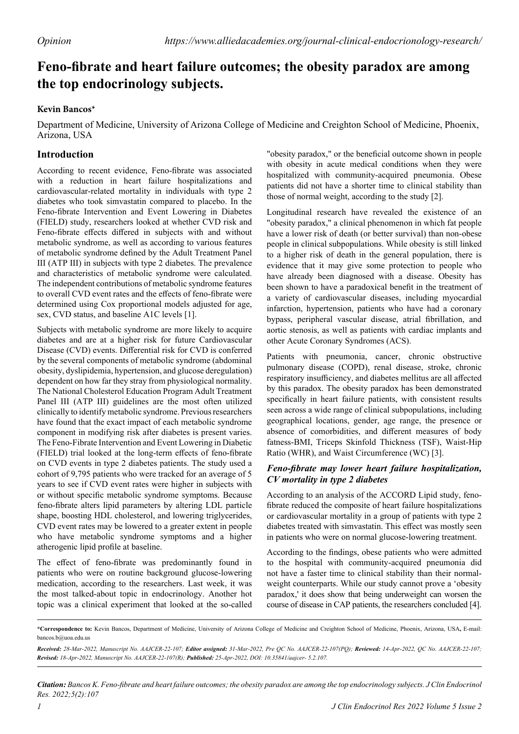Opinion https://www.alliedacademies.org/journal-clinical-endocrionology-research/

# Feno-fibrate and heart failure outcomes; the obesity paradox are among the top endocrinology subjects.

**Kevin Bancos***

Department of Medicine, University of Arizona College of Medicine and Creighton School of Medicine, Phoenix, Arizona, USA

## Introduction

According to recent evidence, Feno-fibrate was associated with a reduction in heart failure hospitalizations and cardiovascular-related mortality in individuals with type 2 diabetes who took simvastatin compared to placebo. In the Feno-fibrate Intervention and Event Lowering in Diabetes (FIELD) study, researchers looked at whether CVD risk and Feno-fibrate effects differed in subjects with and without metabolic syndrome, as well as according to various features of metabolic syndrome defined by the Adult Treatment Panel III (ATP III) in subjects with type 2 diabetes. The prevalence and characteristics of metabolic syndrome were calculated. The independent contributions of metabolic syndrome features to overall CVD event rates and the effects of feno-fibrate were determined using Cox proportional models adjusted for age, sex, CVD status, and baseline A1C levels [1].

Subjects with metabolic syndrome are more likely to acquire diabetes and are at a higher risk for future Cardiovascular Disease (CVD) events. Differential risk for CVD is conferred by the several components of metabolic syndrome (abdominal obesity, dyslipidemia, hypertension, and glucose deregulation) dependent on how far they stray from physiological normality. The National Cholesterol Education Program Adult Treatment Panel III (ATP III) guidelines are the most often utilized clinically to identify metabolic syndrome. Previous researchers have found that the exact impact of each metabolic syndrome component in modifying risk after diabetes is present varies. The Feno-Fibrate Intervention and Event Lowering in Diabetic (FIELD) trial looked at the long-term effects of feno-fibrate on CVD events in type 2 diabetes patients. The study used a cohort of 9,795 patients who were tracked for an average of 5 years to see if CVD event rates were higher in subjects with or without specific metabolic syndrome symptoms. Because feno-fibrate alters lipid parameters by altering LDL particle shape, boosting HDL cholesterol, and lowering triglycerides, CVD event rates may be lowered to a greater extent in people who have metabolic syndrome symptoms and a higher atherogenic lipid profile at baseline.

The effect of feno-fibrate was predominantly found in patients who were on routine background glucose-lowering medication, according to the researchers. Last week, it was the most talked-about topic in endocrinology. Another hot topic was a clinical experiment that looked at the so-called "obesity paradox," or the beneficial outcome shown in people with obesity in acute medical conditions when they were hospitalized with community-acquired pneumonia. Obese patients did not have a shorter time to clinical stability than those of normal weight, according to the study [2].

Longitudinal research have revealed the existence of an "obesity paradox," a clinical phenomenon in which fat people have a lower risk of death (or better survival) than non-obese people in clinical subpopulations. While obesity is still linked to a higher risk of death in the general population, there is evidence that it may give some protection to people who have already been diagnosed with a disease. Obesity has been shown to have a paradoxical benefit in the treatment of a variety of cardiovascular diseases, including myocardial infarction, hypertension, patients who have had a coronary bypass, peripheral vascular disease, atrial fibrillation, and aortic stenosis, as well as patients with cardiac implants and other Acute Coronary Syndromes (ACS).

Patients with pneumonia, cancer, chronic obstructive pulmonary disease (COPD), renal disease, stroke, chronic respiratory insufficiency, and diabetes mellitus are all affected by this paradox. The obesity paradox has been demonstrated specifically in heart failure patients, with consistent results seen across a wide range of clinical subpopulations, including geographical locations, gender, age range, the presence or absence of comorbidities, and different measures of body fatness-BMI, Triceps Skinfold Thickness (TSF), Waist-Hip Ratio (WHR), and Waist Circumference (WC) [3].

### *Feno-fibrate may lower heart failure hospitalization, CV mortality in type 2 diabetes*

According to an analysis of the ACCORD Lipid study, feno-fibrate reduced the composite of heart failure hospitalizations or cardiovascular mortality in a group of patients with type 2 diabetes treated with simvastatin. This effect was mostly seen in patients who were on normal glucose-lowering treatment.

According to the findings, obese patients who were admitted to the hospital with community-acquired pneumonia did not have a faster time to clinical stability than their normal-weight counterparts. While our study cannot prove a 'obesity paradox,' it does show that being underweight can worsen the course of disease in CAP patients, the researchers concluded [4].

---

***Correspondence to:** Kevin Bancos, Department of Medicine, University of Arizona College of Medicine and Creighton School of Medicine, Phoenix, Arizona, USA, E-mail: bancos.b@uoa.edu.us

***Received:** 28-Mar-2022, Manuscript No. AAJCER-22-107; **Editor assigned:** 31-Mar-2022, Pre QC No. AAJCER-22-107(PQ); **Reviewed:** 14-Apr-2022, QC No. AAJCER-22-107; **Revised:** 18-Apr-2022, Manuscript No. AAJCER-22-107(R); **Published:** 25-Apr-2022, DOI: 10.35841/aajcer- 5.2.107.*

***Citation:** Bancos K. Feno-fibrate and heart failure outcomes; the obesity paradox are among the top endocrinology subjects. J Clin Endocrinol Res. 2022;5(2):107*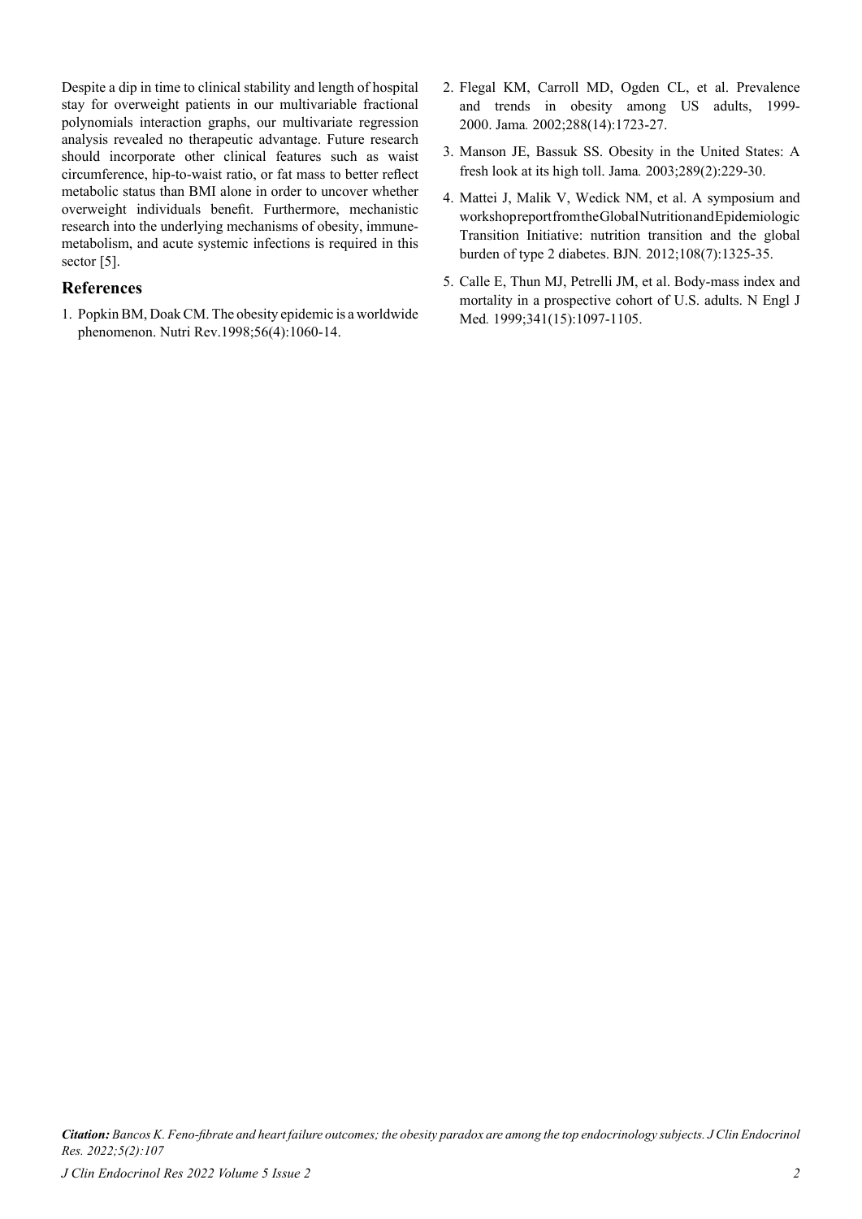Despite a dip in time to clinical stability and length of hospital stay for overweight patients in our multivariable fractional polynomials interaction graphs, our multivariate regression analysis revealed no therapeutic advantage. Future research should incorporate other clinical features such as waist circumference, hip-to-waist ratio, or fat mass to better reflect metabolic status than BMI alone in order to uncover whether overweight individuals benefit. Furthermore, mechanistic research into the underlying mechanisms of obesity, immune-metabolism, and acute systemic infections is required in this sector [5].

## References

1. Popkin BM, Doak CM. The obesity epidemic is a worldwide phenomenon. Nutri Rev.1998;56(4):1060-14.
2. Flegal KM, Carroll MD, Ogden CL, et al. Prevalence and trends in obesity among US adults, 1999-2000. Jama. 2002;288(14):1723-27.
3. Manson JE, Bassuk SS. Obesity in the United States: A fresh look at its high toll. Jama. 2003;289(2):229-30.
4. Mattei J, Malik V, Wedick NM, et al. A symposium and workshop report from the Global Nutrition and Epidemiologic Transition Initiative: nutrition transition and the global burden of type 2 diabetes. BJN. 2012;108(7):1325-35.
5. Calle E, Thun MJ, Petrelli JM, et al. Body-mass index and mortality in a prospective cohort of U.S. adults. N Engl J Med. 1999;341(15):1097-1105.

***Citation:** Bancos K. Feno-fibrate and heart failure outcomes; the obesity paradox are among the top endocrinology subjects. J Clin Endocrinol Res. 2022;5(2):107*